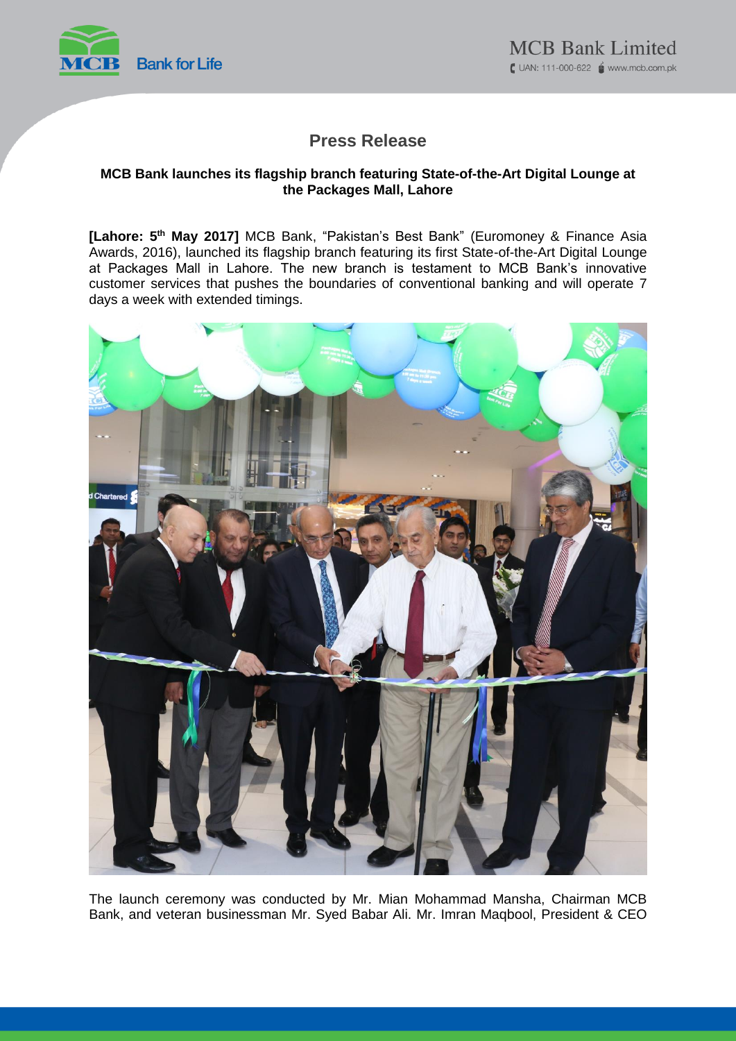# Press Release

**MCB Bank launches its flagship branch featuring State-of-the-Art Digital Lounge at the Packages Mall, Lahore**

**[Lahore: 5th May 2017]** MCB Bank, "Pakistan's Best Bank" (Euromoney & Finance Asia Awards, 2016), launched its flagship branch featuring its first State-of-the-Art Digital Lounge at Packages Mall in Lahore. The new branch is testament to MCB Bank's innovative customer services that pushes the boundaries of conventional banking and will operate 7 days a week with extended timings.

The launch ceremony was conducted by Mr. Mian Mohammad Mansha, Chairman MCB Bank, and veteran businessman Mr. Syed Babar Ali. Mr. Imran Maqbool, President & CEO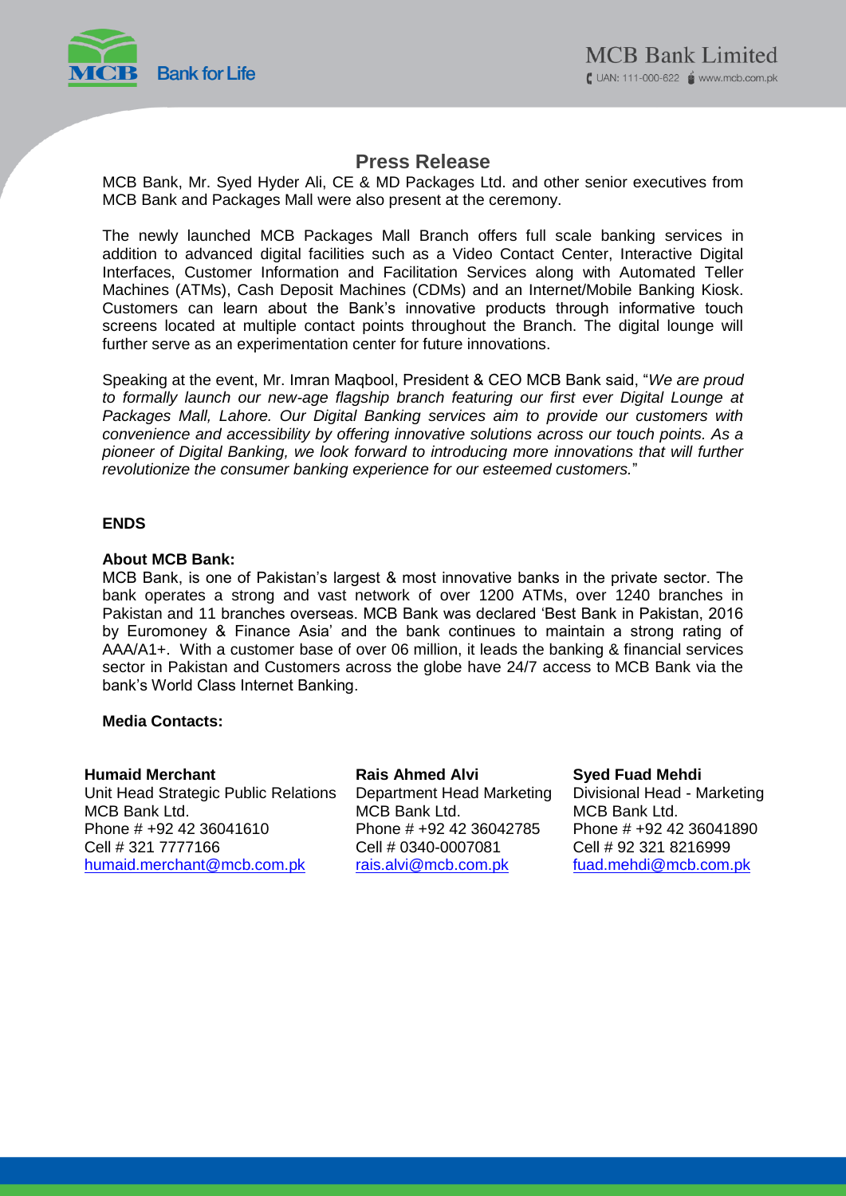## Press Release

MCB Bank, Mr. Syed Hyder Ali, CE & MD Packages Ltd. and other senior executives from MCB Bank and Packages Mall were also present at the ceremony.

The newly launched MCB Packages Mall Branch offers full scale banking services in addition to advanced digital facilities such as a Video Contact Center, Interactive Digital Interfaces, Customer Information and Facilitation Services along with Automated Teller Machines (ATMs), Cash Deposit Machines (CDMs) and an Internet/Mobile Banking Kiosk. Customers can learn about the Bank's innovative products through informative touch screens located at multiple contact points throughout the Branch. The digital lounge will further serve as an experimentation center for future innovations.

Speaking at the event, Mr. Imran Maqbool, President & CEO MCB Bank said, "*We are proud to formally launch our new-age flagship branch featuring our first ever Digital Lounge at Packages Mall, Lahore. Our Digital Banking services aim to provide our customers with convenience and accessibility by offering innovative solutions across our touch points. As a pioneer of Digital Banking, we look forward to introducing more innovations that will further revolutionize the consumer banking experience for our esteemed customers.*"

**ENDS**

**About MCB Bank:**

MCB Bank, is one of Pakistan's largest & most innovative banks in the private sector. The bank operates a strong and vast network of over 1200 ATMs, over 1240 branches in Pakistan and 11 branches overseas. MCB Bank was declared 'Best Bank in Pakistan, 2016 by Euromoney & Finance Asia' and the bank continues to maintain a strong rating of AAA/A1+. With a customer base of over 06 million, it leads the banking & financial services sector in Pakistan and Customers across the globe have 24/7 access to MCB Bank via the bank's World Class Internet Banking.

**Media Contacts:**

**Humaid Merchant**
Unit Head Strategic Public Relations
MCB Bank Ltd.
Phone # +92 42 36041610
Cell # 321 7777166
humaid.merchant@mcb.com.pk

**Rais Ahmed Alvi**
Department Head Marketing
MCB Bank Ltd.
Phone # +92 42 36042785
Cell # 0340-0007081
rais.alvi@mcb.com.pk

**Syed Fuad Mehdi**
Divisional Head - Marketing
MCB Bank Ltd.
Phone # +92 42 36041890
Cell # 92 321 8216999
fuad.mehdi@mcb.com.pk